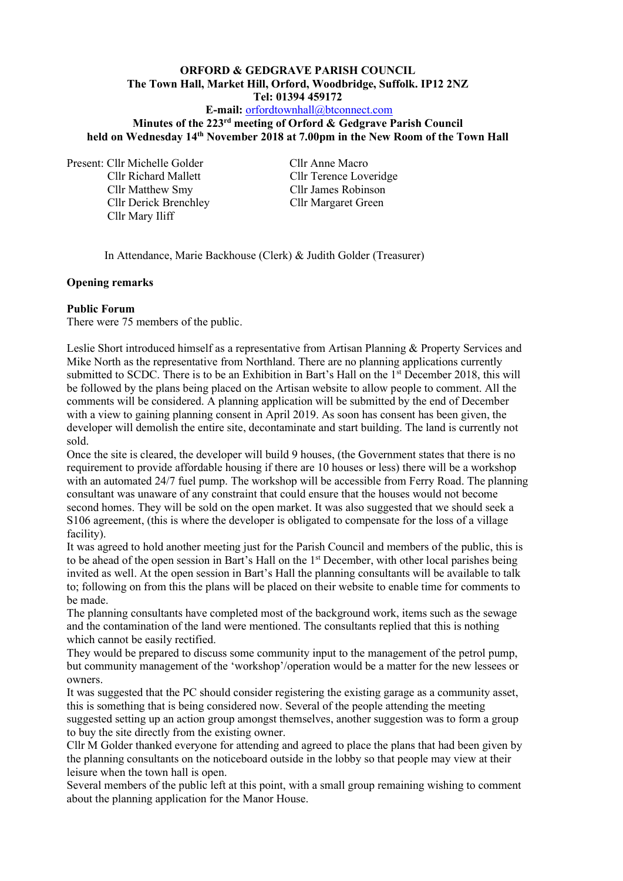**ORFORD & GEDGRAVE PARISH COUNCIL**
**The Town Hall, Market Hill, Orford, Woodbridge, Suffolk. IP12 2NZ**
**Tel: 01394 459172**
**E-mail:** orfordtownhall@btconnect.com
**Minutes of the 223rd meeting of Orford & Gedgrave Parish Council**
**held on Wednesday 14th November 2018 at 7.00pm in the New Room of the Town Hall**

Present: Cllr Michelle Golder
Cllr Richard Mallett
Cllr Matthew Smy
Cllr Derick Brenchley
Cllr Mary Iliff
Cllr Anne Macro
Cllr Terence Loveridge
Cllr James Robinson
Cllr Margaret Green

In Attendance, Marie Backhouse (Clerk) & Judith Golder (Treasurer)

**Opening remarks**

**Public Forum**

There were 75 members of the public.

Leslie Short introduced himself as a representative from Artisan Planning & Property Services and Mike North as the representative from Northland. There are no planning applications currently submitted to SCDC. There is to be an Exhibition in Bart's Hall on the 1st December 2018, this will be followed by the plans being placed on the Artisan website to allow people to comment. All the comments will be considered. A planning application will be submitted by the end of December with a view to gaining planning consent in April 2019. As soon has consent has been given, the developer will demolish the entire site, decontaminate and start building. The land is currently not sold.

Once the site is cleared, the developer will build 9 houses, (the Government states that there is no requirement to provide affordable housing if there are 10 houses or less) there will be a workshop with an automated 24/7 fuel pump. The workshop will be accessible from Ferry Road. The planning consultant was unaware of any constraint that could ensure that the houses would not become second homes. They will be sold on the open market. It was also suggested that we should seek a S106 agreement, (this is where the developer is obligated to compensate for the loss of a village facility).

It was agreed to hold another meeting just for the Parish Council and members of the public, this is to be ahead of the open session in Bart's Hall on the 1st December, with other local parishes being invited as well. At the open session in Bart's Hall the planning consultants will be available to talk to; following on from this the plans will be placed on their website to enable time for comments to be made.

The planning consultants have completed most of the background work, items such as the sewage and the contamination of the land were mentioned. The consultants replied that this is nothing which cannot be easily rectified.

They would be prepared to discuss some community input to the management of the petrol pump, but community management of the 'workshop'/operation would be a matter for the new lessees or owners.

It was suggested that the PC should consider registering the existing garage as a community asset, this is something that is being considered now. Several of the people attending the meeting suggested setting up an action group amongst themselves, another suggestion was to form a group to buy the site directly from the existing owner.

Cllr M Golder thanked everyone for attending and agreed to place the plans that had been given by the planning consultants on the noticeboard outside in the lobby so that people may view at their leisure when the town hall is open.

Several members of the public left at this point, with a small group remaining wishing to comment about the planning application for the Manor House.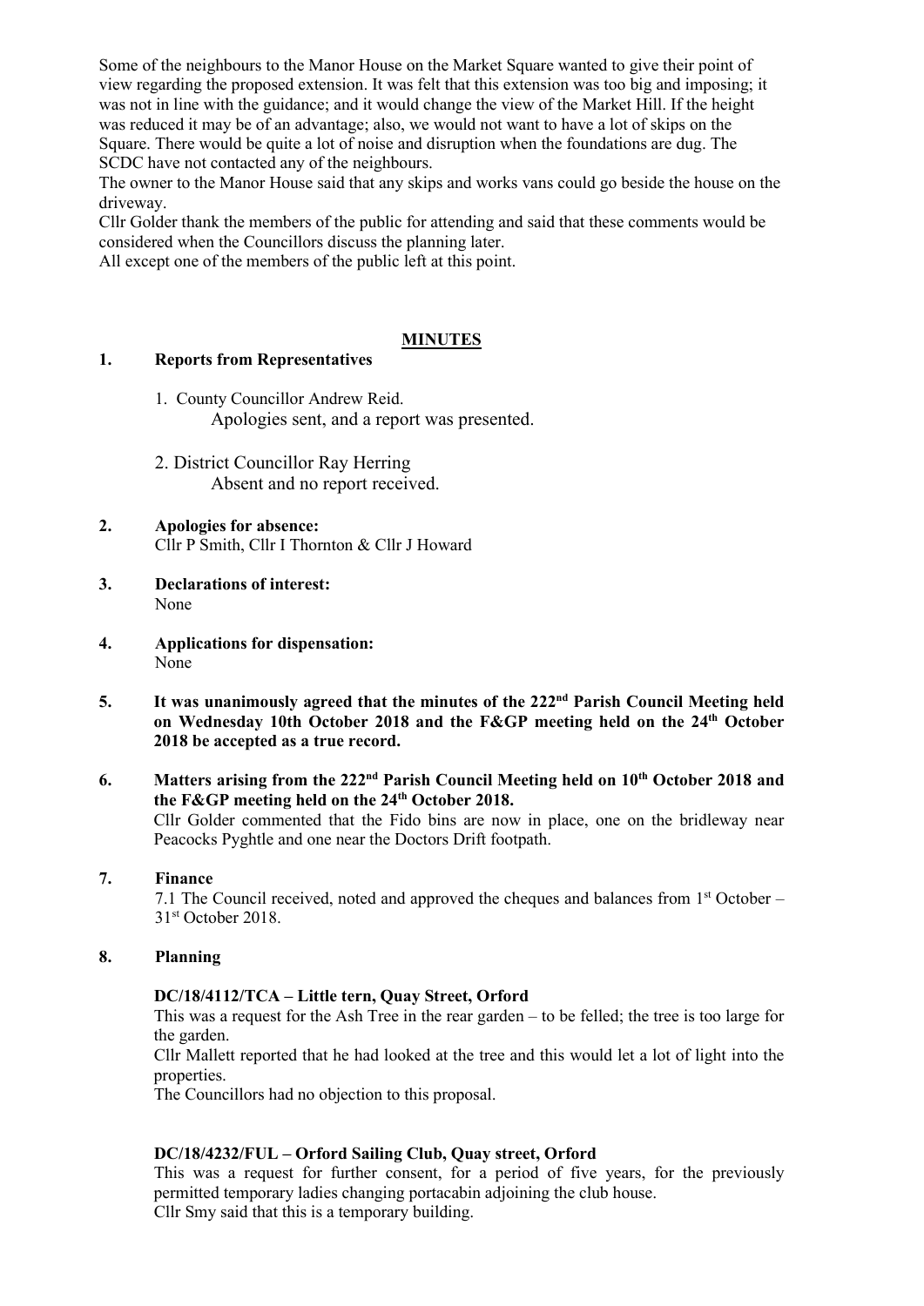Some of the neighbours to the Manor House on the Market Square wanted to give their point of view regarding the proposed extension. It was felt that this extension was too big and imposing; it was not in line with the guidance; and it would change the view of the Market Hill. If the height was reduced it may be of an advantage; also, we would not want to have a lot of skips on the Square. There would be quite a lot of noise and disruption when the foundations are dug. The SCDC have not contacted any of the neighbours.

The owner to the Manor House said that any skips and works vans could go beside the house on the driveway.

Cllr Golder thank the members of the public for attending and said that these comments would be considered when the Councillors discuss the planning later.

All except one of the members of the public left at this point.

## MINUTES

**1. Reports from Representatives**

1. County Councillor Andrew Reid.
   Apologies sent, and a report was presented.

2. District Councillor Ray Herring
   Absent and no report received.

**2. Apologies for absence:**
Cllr P Smith, Cllr I Thornton & Cllr J Howard

**3. Declarations of interest:**
None

**4. Applications for dispensation:**
None

**5. It was unanimously agreed that the minutes of the 222nd Parish Council Meeting held on Wednesday 10th October 2018 and the F&GP meeting held on the 24th October 2018 be accepted as a true record.**

**6. Matters arising from the 222nd Parish Council Meeting held on 10th October 2018 and the F&GP meeting held on the 24th October 2018.**
Cllr Golder commented that the Fido bins are now in place, one on the bridleway near Peacocks Pyghtle and one near the Doctors Drift footpath.

**7. Finance**
7.1 The Council received, noted and approved the cheques and balances from 1st October – 31st October 2018.

**8. Planning**

**DC/18/4112/TCA – Little tern, Quay Street, Orford**
This was a request for the Ash Tree in the rear garden – to be felled; the tree is too large for the garden.
Cllr Mallett reported that he had looked at the tree and this would let a lot of light into the properties.
The Councillors had no objection to this proposal.

**DC/18/4232/FUL – Orford Sailing Club, Quay street, Orford**
This was a request for further consent, for a period of five years, for the previously permitted temporary ladies changing portacabin adjoining the club house.
Cllr Smy said that this is a temporary building.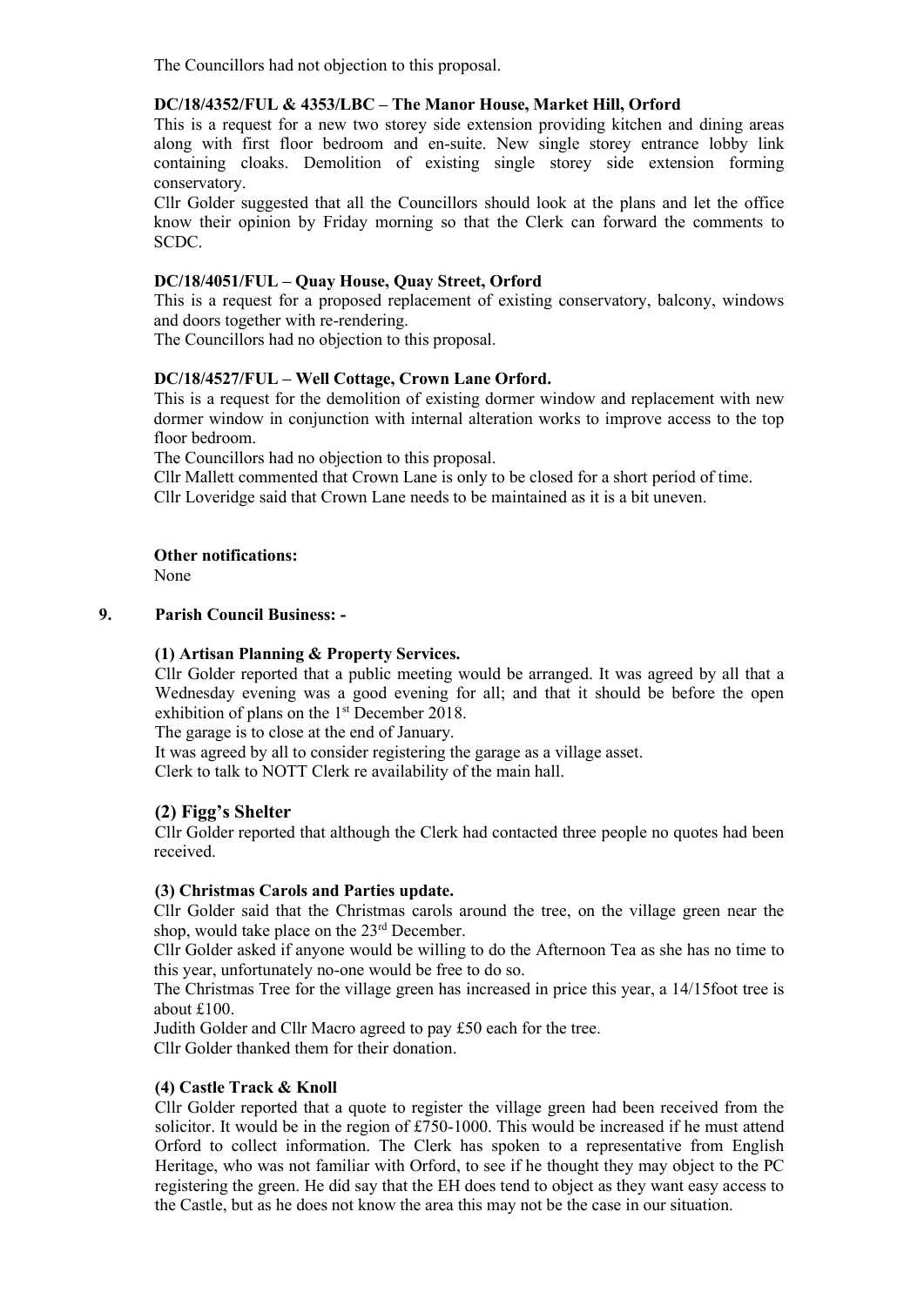The Councillors had not objection to this proposal.

**DC/18/4352/FUL & 4353/LBC – The Manor House, Market Hill, Orford**

This is a request for a new two storey side extension providing kitchen and dining areas along with first floor bedroom and en-suite. New single storey entrance lobby link containing cloaks. Demolition of existing single storey side extension forming conservatory.

Cllr Golder suggested that all the Councillors should look at the plans and let the office know their opinion by Friday morning so that the Clerk can forward the comments to SCDC.

**DC/18/4051/FUL – Quay House, Quay Street, Orford**

This is a request for a proposed replacement of existing conservatory, balcony, windows and doors together with re-rendering.

The Councillors had no objection to this proposal.

**DC/18/4527/FUL – Well Cottage, Crown Lane Orford.**

This is a request for the demolition of existing dormer window and replacement with new dormer window in conjunction with internal alteration works to improve access to the top floor bedroom.

The Councillors had no objection to this proposal.

Cllr Mallett commented that Crown Lane is only to be closed for a short period of time.

Cllr Loveridge said that Crown Lane needs to be maintained as it is a bit uneven.

**Other notifications:**

None

**9. Parish Council Business: -**

**(1) Artisan Planning & Property Services.**

Cllr Golder reported that a public meeting would be arranged. It was agreed by all that a Wednesday evening was a good evening for all; and that it should be before the open exhibition of plans on the 1st December 2018.

The garage is to close at the end of January.

It was agreed by all to consider registering the garage as a village asset.

Clerk to talk to NOTT Clerk re availability of the main hall.

**(2) Figg's Shelter**

Cllr Golder reported that although the Clerk had contacted three people no quotes had been received.

**(3) Christmas Carols and Parties update.**

Cllr Golder said that the Christmas carols around the tree, on the village green near the shop, would take place on the 23rd December.

Cllr Golder asked if anyone would be willing to do the Afternoon Tea as she has no time to this year, unfortunately no-one would be free to do so.

The Christmas Tree for the village green has increased in price this year, a 14/15foot tree is about £100.

Judith Golder and Cllr Macro agreed to pay £50 each for the tree.

Cllr Golder thanked them for their donation.

**(4) Castle Track & Knoll**

Cllr Golder reported that a quote to register the village green had been received from the solicitor. It would be in the region of £750-1000. This would be increased if he must attend Orford to collect information. The Clerk has spoken to a representative from English Heritage, who was not familiar with Orford, to see if he thought they may object to the PC registering the green. He did say that the EH does tend to object as they want easy access to the Castle, but as he does not know the area this may not be the case in our situation.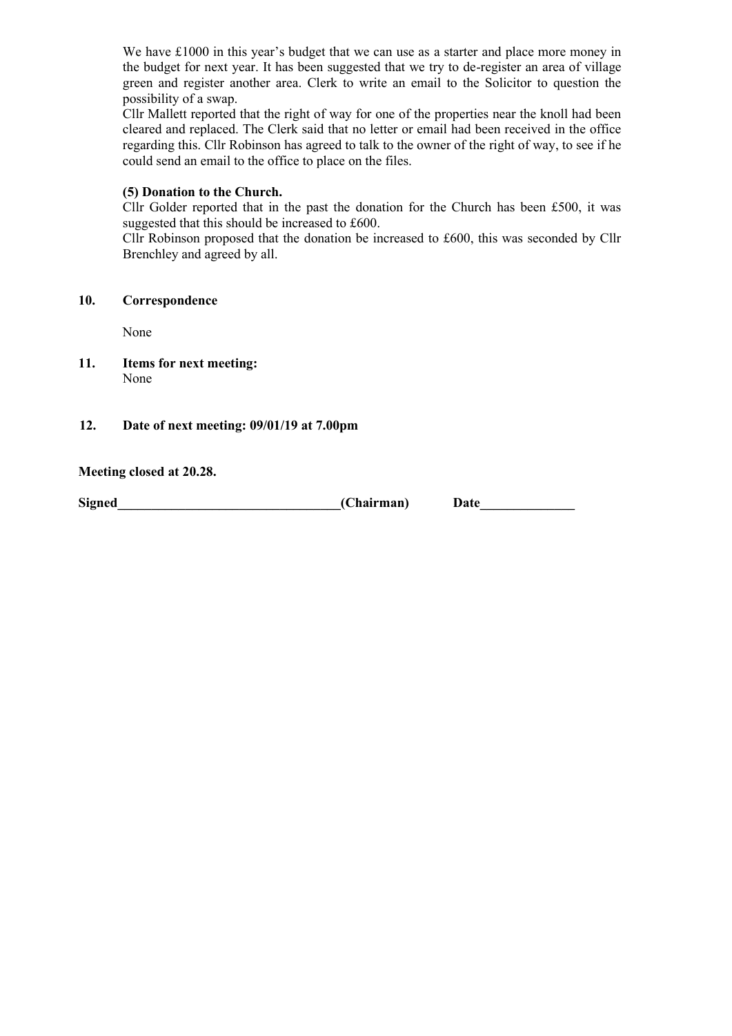We have £1000 in this year's budget that we can use as a starter and place more money in the budget for next year. It has been suggested that we try to de-register an area of village green and register another area. Clerk to write an email to the Solicitor to question the possibility of a swap.

Cllr Mallett reported that the right of way for one of the properties near the knoll had been cleared and replaced. The Clerk said that no letter or email had been received in the office regarding this. Cllr Robinson has agreed to talk to the owner of the right of way, to see if he could send an email to the office to place on the files.

**(5) Donation to the Church.**

Cllr Golder reported that in the past the donation for the Church has been £500, it was suggested that this should be increased to £600.

Cllr Robinson proposed that the donation be increased to £600, this was seconded by Cllr Brenchley and agreed by all.

**10. Correspondence**

None

**11. Items for next meeting:**

None

**12. Date of next meeting: 09/01/19 at 7.00pm**

**Meeting closed at 20.28.**

**Signed_________________________________(Chairman) Date______________**